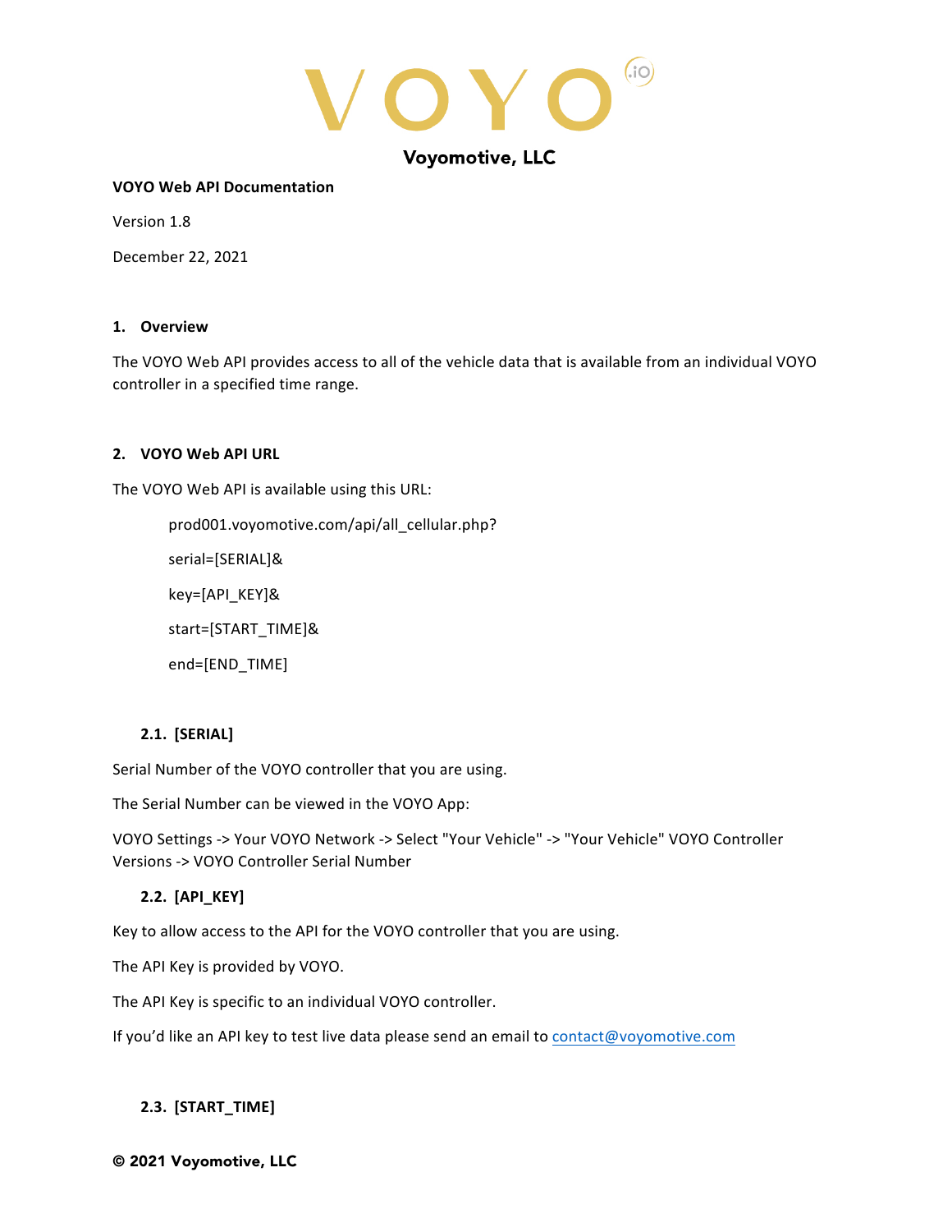# VOYO

**Voyomotive, LLC**

**VOYO Web API Documentation**

Version 1.8

December 22, 2021

## 1. Overview

The VOYO Web API provides access to all of the vehicle data that is available from an individual VOYO controller in a specified time range.

## 2. VOYO Web API URL

The VOYO Web API is available using this URL:

```
prod001.voyomotive.com/api/all_cellular.php?
serial=[SERIAL]&
key=[API_KEY]&
start=[START_TIME]&
end=[END_TIME]
```

### 2.1. [SERIAL]

Serial Number of the VOYO controller that you are using.

The Serial Number can be viewed in the VOYO App:

VOYO Settings -> Your VOYO Network -> Select "Your Vehicle" -> "Your Vehicle" VOYO Controller Versions -> VOYO Controller Serial Number

### 2.2. [API_KEY]

Key to allow access to the API for the VOYO controller that you are using.

The API Key is provided by VOYO.

The API Key is specific to an individual VOYO controller.

If you'd like an API key to test live data please send an email to contact@voyomotive.com

### 2.3. [START_TIME]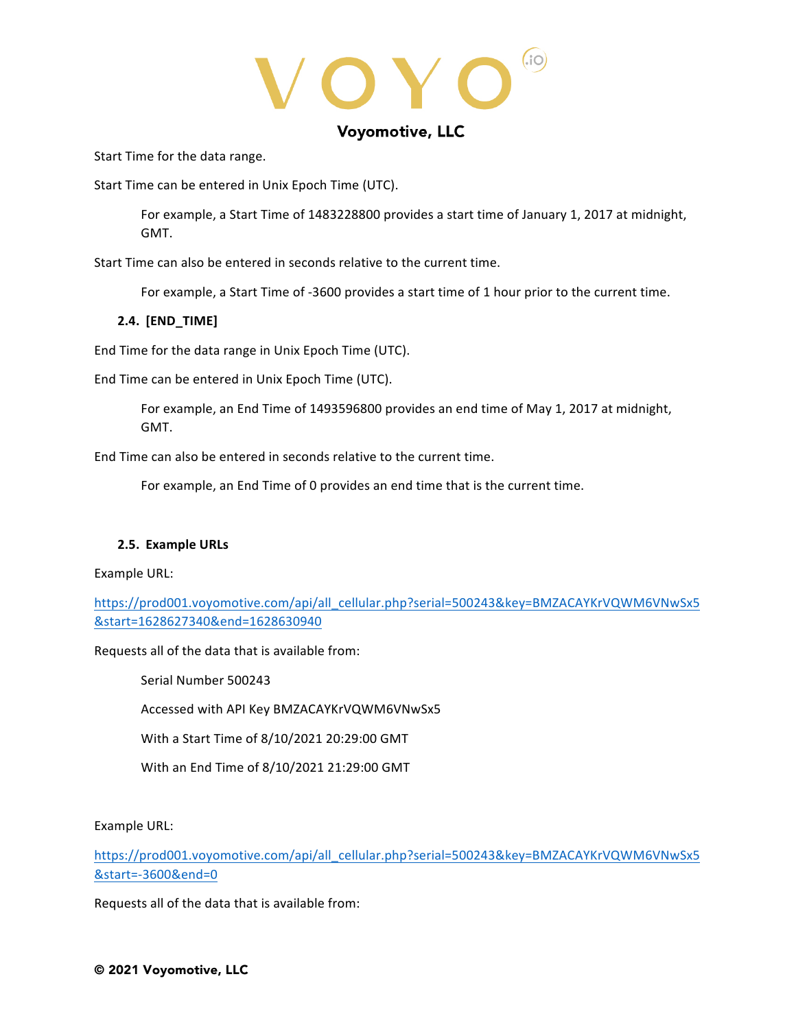Start Time for the data range.

Start Time can be entered in Unix Epoch Time (UTC).

> For example, a Start Time of 1483228800 provides a start time of January 1, 2017 at midnight, GMT.

Start Time can also be entered in seconds relative to the current time.

> For example, a Start Time of -3600 provides a start time of 1 hour prior to the current time.

### 2.4. [END_TIME]

End Time for the data range in Unix Epoch Time (UTC).

End Time can be entered in Unix Epoch Time (UTC).

> For example, an End Time of 1493596800 provides an end time of May 1, 2017 at midnight, GMT.

End Time can also be entered in seconds relative to the current time.

> For example, an End Time of 0 provides an end time that is the current time.

### 2.5. Example URLs

Example URL:

https://prod001.voyomotive.com/api/all_cellular.php?serial=500243&key=BMZACAYKrVQWM6VNwSx5&start=1628627340&end=1628630940

Requests all of the data that is available from:

> Serial Number 500243
>
> Accessed with API Key BMZACAYKrVQWM6VNwSx5
>
> With a Start Time of 8/10/2021 20:29:00 GMT
>
> With an End Time of 8/10/2021 21:29:00 GMT

Example URL:

https://prod001.voyomotive.com/api/all_cellular.php?serial=500243&key=BMZACAYKrVQWM6VNwSx5&start=-3600&end=0

Requests all of the data that is available from: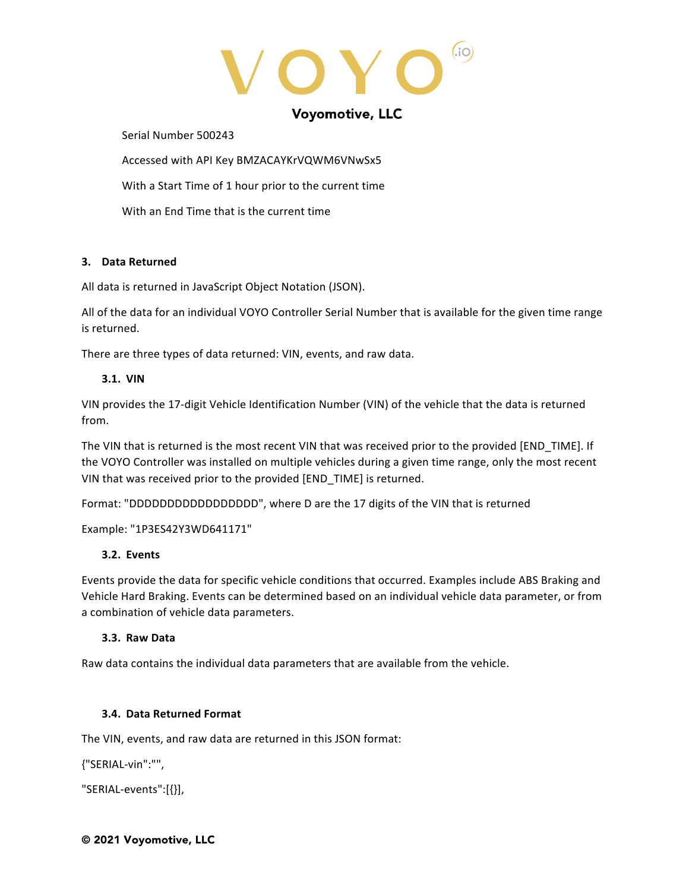Serial Number 500243

Accessed with API Key BMZACAYKrVQWM6VNwSx5

With a Start Time of 1 hour prior to the current time

With an End Time that is the current time

## 3. Data Returned

All data is returned in JavaScript Object Notation (JSON).

All of the data for an individual VOYO Controller Serial Number that is available for the given time range is returned.

There are three types of data returned: VIN, events, and raw data.

### 3.1. VIN

VIN provides the 17-digit Vehicle Identification Number (VIN) of the vehicle that the data is returned from.

The VIN that is returned is the most recent VIN that was received prior to the provided [END_TIME]. If the VOYO Controller was installed on multiple vehicles during a given time range, only the most recent VIN that was received prior to the provided [END_TIME] is returned.

Format: "DDDDDDDDDDDDDDDDD", where D are the 17 digits of the VIN that is returned

Example: "1P3ES42Y3WD641171"

### 3.2. Events

Events provide the data for specific vehicle conditions that occurred. Examples include ABS Braking and Vehicle Hard Braking. Events can be determined based on an individual vehicle data parameter, or from a combination of vehicle data parameters.

### 3.3. Raw Data

Raw data contains the individual data parameters that are available from the vehicle.

### 3.4. Data Returned Format

The VIN, events, and raw data are returned in this JSON format:

{"SERIAL-vin":"",

"SERIAL-events":[{}],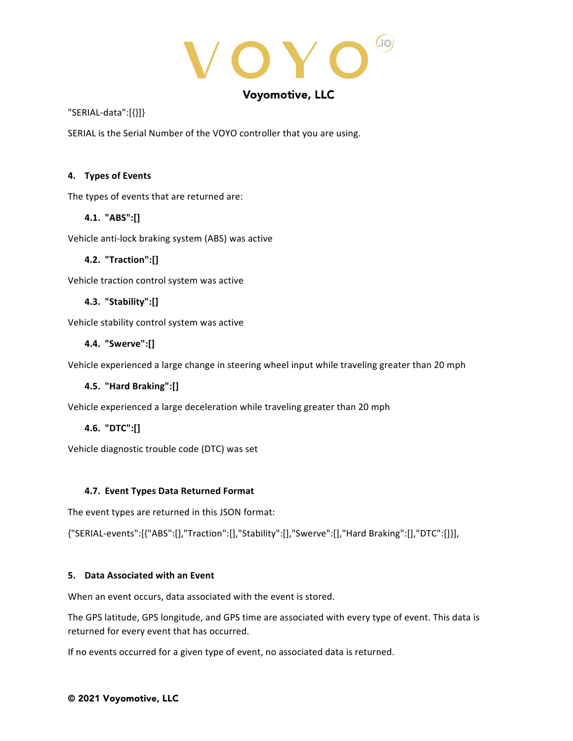"SERIAL-data":[{}]}

SERIAL is the Serial Number of the VOYO controller that you are using.

## 4. Types of Events

The types of events that are returned are:

### 4.1. "ABS":[]

Vehicle anti-lock braking system (ABS) was active

### 4.2. "Traction":[]

Vehicle traction control system was active

### 4.3. "Stability":[]

Vehicle stability control system was active

### 4.4. "Swerve":[]

Vehicle experienced a large change in steering wheel input while traveling greater than 20 mph

### 4.5. "Hard Braking":[]

Vehicle experienced a large deceleration while traveling greater than 20 mph

### 4.6. "DTC":[]

Vehicle diagnostic trouble code (DTC) was set

### 4.7. Event Types Data Returned Format

The event types are returned in this JSON format:

{"SERIAL-events":[{"ABS":[],"Traction":[],"Stability":[],"Swerve":[],"Hard Braking":[],"DTC":[]}],

## 5. Data Associated with an Event

When an event occurs, data associated with the event is stored.

The GPS latitude, GPS longitude, and GPS time are associated with every type of event. This data is returned for every event that has occurred.

If no events occurred for a given type of event, no associated data is returned.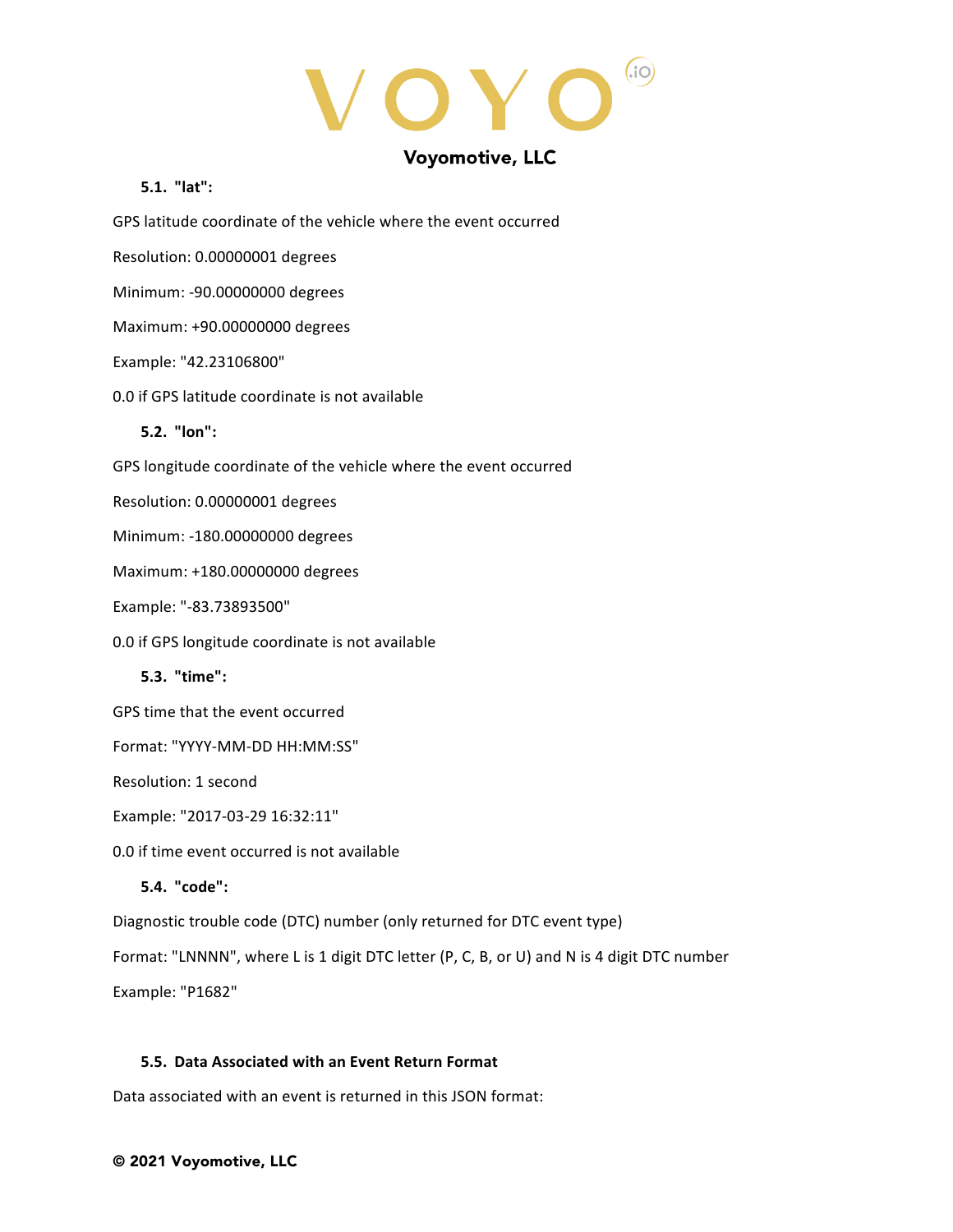### 5.1. "lat":

GPS latitude coordinate of the vehicle where the event occurred

Resolution: 0.00000001 degrees

Minimum: -90.00000000 degrees

Maximum: +90.00000000 degrees

Example: "42.23106800"

0.0 if GPS latitude coordinate is not available

### 5.2. "lon":

GPS longitude coordinate of the vehicle where the event occurred

Resolution: 0.00000001 degrees

Minimum: -180.00000000 degrees

Maximum: +180.00000000 degrees

Example: "-83.73893500"

0.0 if GPS longitude coordinate is not available

### 5.3. "time":

GPS time that the event occurred

Format: "YYYY-MM-DD HH:MM:SS"

Resolution: 1 second

Example: "2017-03-29 16:32:11"

0.0 if time event occurred is not available

### 5.4. "code":

Diagnostic trouble code (DTC) number (only returned for DTC event type)

Format: "LNNNN", where L is 1 digit DTC letter (P, C, B, or U) and N is 4 digit DTC number

Example: "P1682"

### 5.5. Data Associated with an Event Return Format

Data associated with an event is returned in this JSON format: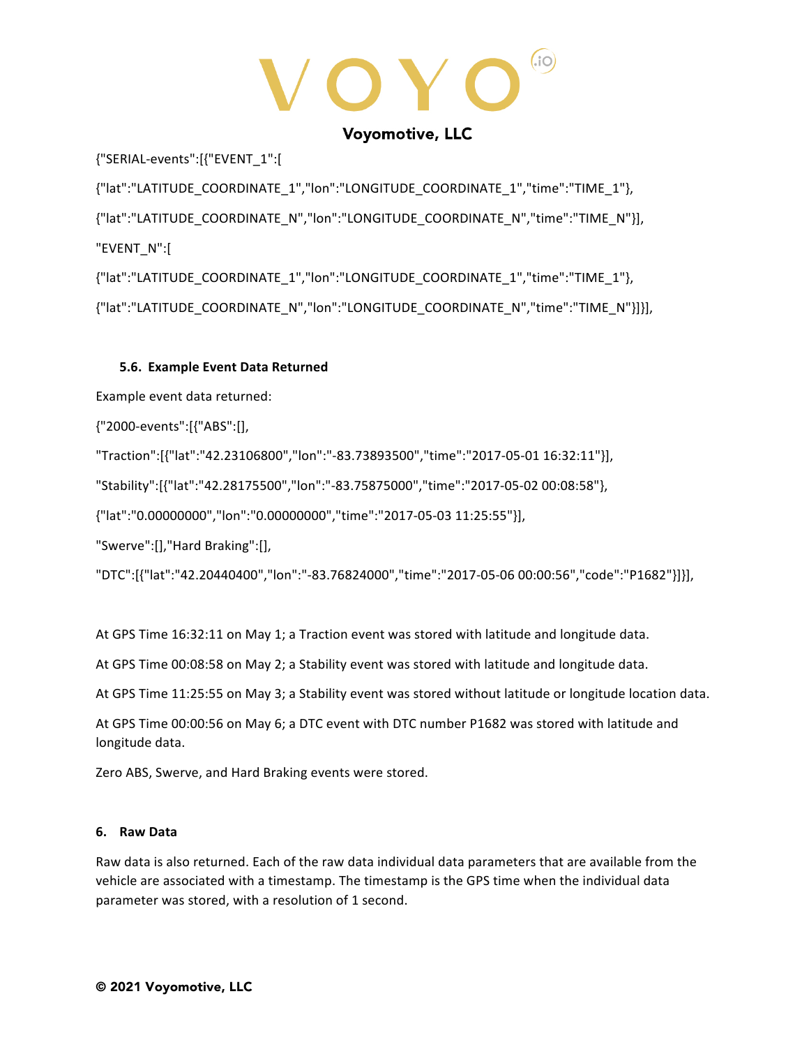{"SERIAL-events":[{"EVENT_1":[

{"lat":"LATITUDE_COORDINATE_1","lon":"LONGITUDE_COORDINATE_1","time":"TIME_1"},

{"lat":"LATITUDE_COORDINATE_N","lon":"LONGITUDE_COORDINATE_N","time":"TIME_N"}],

"EVENT_N":[

{"lat":"LATITUDE_COORDINATE_1","lon":"LONGITUDE_COORDINATE_1","time":"TIME_1"},

{"lat":"LATITUDE_COORDINATE_N","lon":"LONGITUDE_COORDINATE_N","time":"TIME_N"}]}],

### 5.6. Example Event Data Returned

Example event data returned:

{"2000-events":[{"ABS":[],

"Traction":[{"lat":"42.23106800","lon":"-83.73893500","time":"2017-05-01 16:32:11"}],

"Stability":[{"lat":"42.28175500","lon":"-83.75875000","time":"2017-05-02 00:08:58"},

{"lat":"0.00000000","lon":"0.00000000","time":"2017-05-03 11:25:55"}],

"Swerve":[],"Hard Braking":[],

"DTC":[{"lat":"42.20440400","lon":"-83.76824000","time":"2017-05-06 00:00:56","code":"P1682"}]}],

At GPS Time 16:32:11 on May 1; a Traction event was stored with latitude and longitude data.

At GPS Time 00:08:58 on May 2; a Stability event was stored with latitude and longitude data.

At GPS Time 11:25:55 on May 3; a Stability event was stored without latitude or longitude location data.

At GPS Time 00:00:56 on May 6; a DTC event with DTC number P1682 was stored with latitude and longitude data.

Zero ABS, Swerve, and Hard Braking events were stored.

## 6. Raw Data

Raw data is also returned. Each of the raw data individual data parameters that are available from the vehicle are associated with a timestamp. The timestamp is the GPS time when the individual data parameter was stored, with a resolution of 1 second.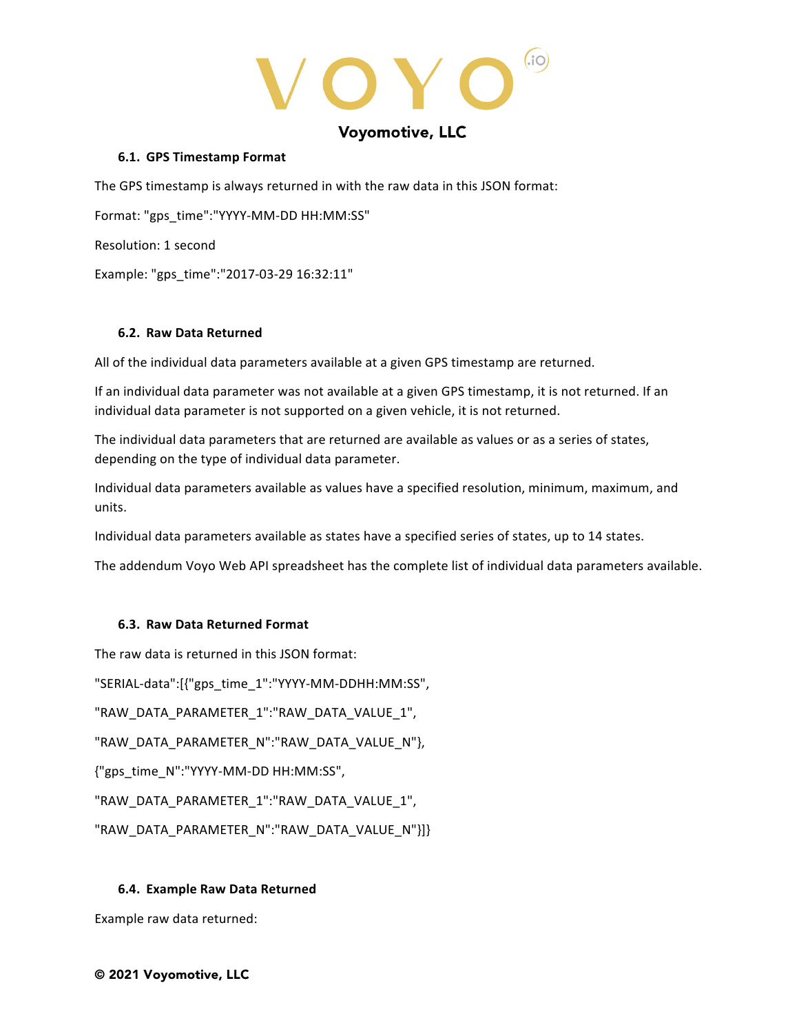### 6.1. GPS Timestamp Format

The GPS timestamp is always returned in with the raw data in this JSON format:

Format: "gps_time":"YYYY-MM-DD HH:MM:SS"

Resolution: 1 second

Example: "gps_time":"2017-03-29 16:32:11"

### 6.2. Raw Data Returned

All of the individual data parameters available at a given GPS timestamp are returned.

If an individual data parameter was not available at a given GPS timestamp, it is not returned. If an individual data parameter is not supported on a given vehicle, it is not returned.

The individual data parameters that are returned are available as values or as a series of states, depending on the type of individual data parameter.

Individual data parameters available as values have a specified resolution, minimum, maximum, and units.

Individual data parameters available as states have a specified series of states, up to 14 states.

The addendum Voyo Web API spreadsheet has the complete list of individual data parameters available.

### 6.3. Raw Data Returned Format

The raw data is returned in this JSON format:

"SERIAL-data":[{"gps_time_1":"YYYY-MM-DDHH:MM:SS",

"RAW_DATA_PARAMETER_1":"RAW_DATA_VALUE_1",

"RAW_DATA_PARAMETER_N":"RAW_DATA_VALUE_N"},

{"gps_time_N":"YYYY-MM-DD HH:MM:SS",

"RAW_DATA_PARAMETER_1":"RAW_DATA_VALUE_1",

"RAW_DATA_PARAMETER_N":"RAW_DATA_VALUE_N"}]}

### 6.4. Example Raw Data Returned

Example raw data returned: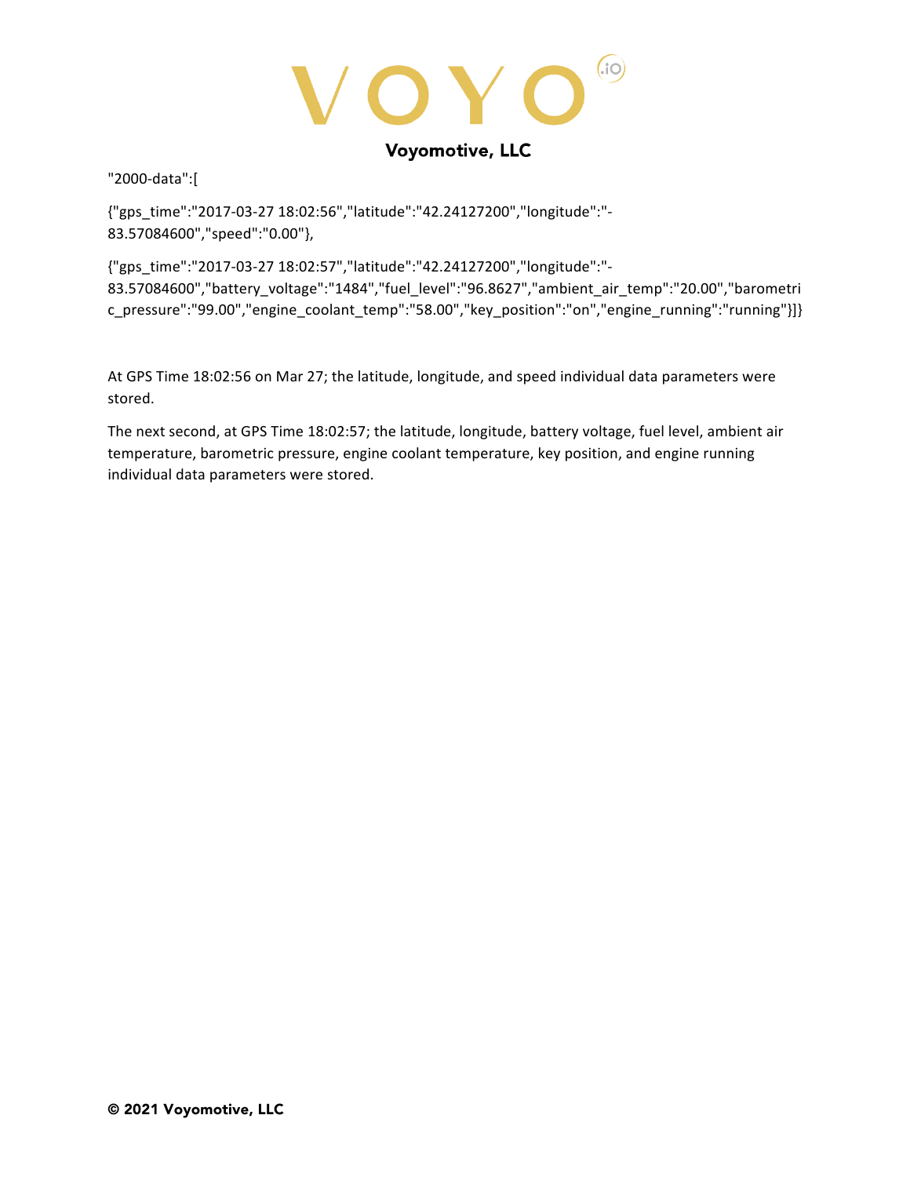"2000-data":[

{"gps_time":"2017-03-27 18:02:56","latitude":"42.24127200","longitude":"-83.57084600","speed":"0.00"},

{"gps_time":"2017-03-27 18:02:57","latitude":"42.24127200","longitude":"-83.57084600","battery_voltage":"1484","fuel_level":"96.8627","ambient_air_temp":"20.00","barometric_pressure":"99.00","engine_coolant_temp":"58.00","key_position":"on","engine_running":"running"}]}

At GPS Time 18:02:56 on Mar 27; the latitude, longitude, and speed individual data parameters were stored.

The next second, at GPS Time 18:02:57; the latitude, longitude, battery voltage, fuel level, ambient air temperature, barometric pressure, engine coolant temperature, key position, and engine running individual data parameters were stored.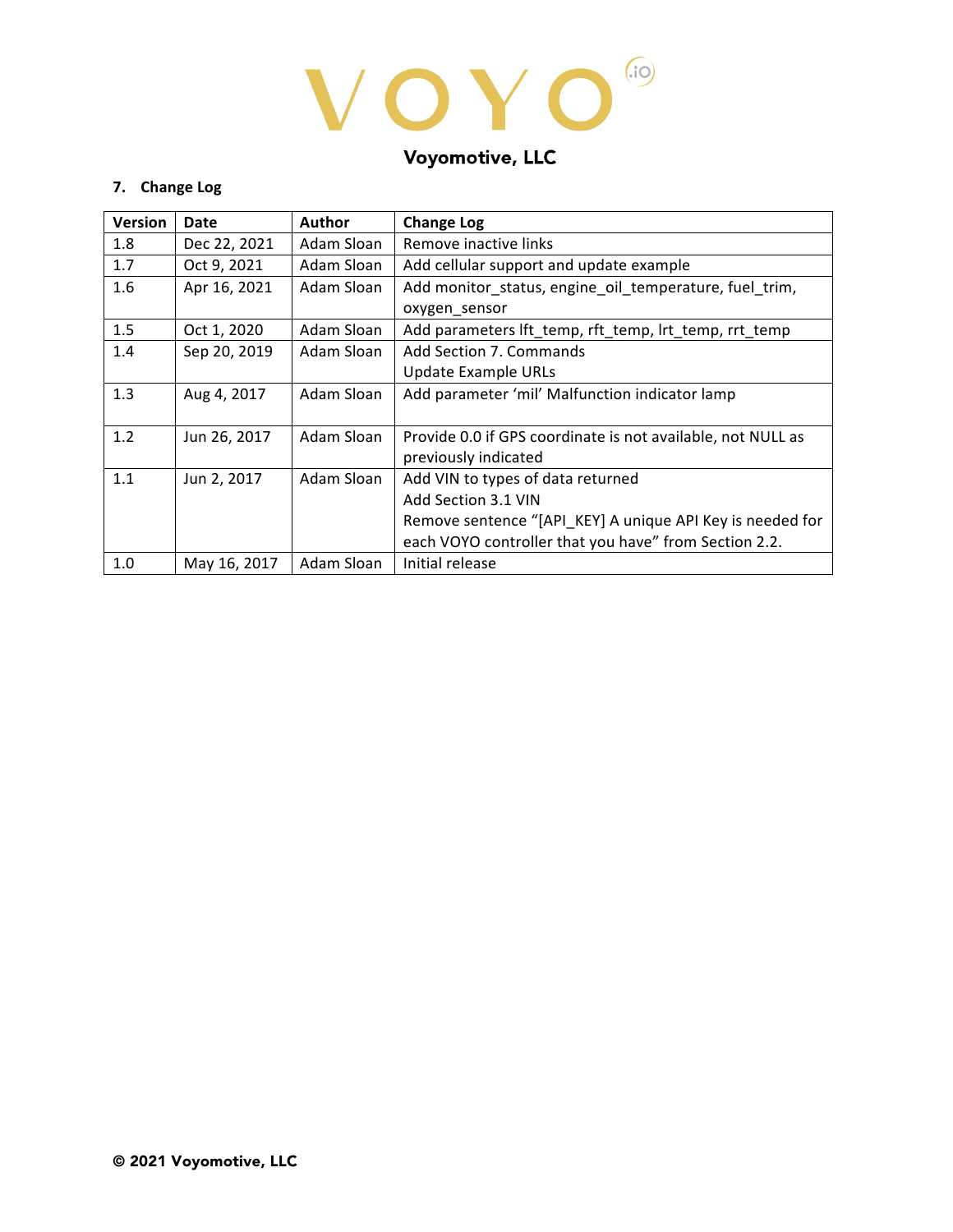Voyomotive, LLC

## 7. Change Log

| Version | Date | Author | Change Log |
|---|---|---|---|
| 1.8 | Dec 22, 2021 | Adam Sloan | Remove inactive links |
| 1.7 | Oct 9, 2021 | Adam Sloan | Add cellular support and update example |
| 1.6 | Apr 16, 2021 | Adam Sloan | Add monitor_status, engine_oil_temperature, fuel_trim, oxygen_sensor |
| 1.5 | Oct 1, 2020 | Adam Sloan | Add parameters lft_temp, rft_temp, lrt_temp, rrt_temp |
| 1.4 | Sep 20, 2019 | Adam Sloan | Add Section 7. Commands<br>Update Example URLs |
| 1.3 | Aug 4, 2017 | Adam Sloan | Add parameter 'mil' Malfunction indicator lamp |
| 1.2 | Jun 26, 2017 | Adam Sloan | Provide 0.0 if GPS coordinate is not available, not NULL as previously indicated |
| 1.1 | Jun 2, 2017 | Adam Sloan | Add VIN to types of data returned<br>Add Section 3.1 VIN<br>Remove sentence "[API_KEY] A unique API Key is needed for each VOYO controller that you have" from Section 2.2. |
| 1.0 | May 16, 2017 | Adam Sloan | Initial release |

© 2021 Voyomotive, LLC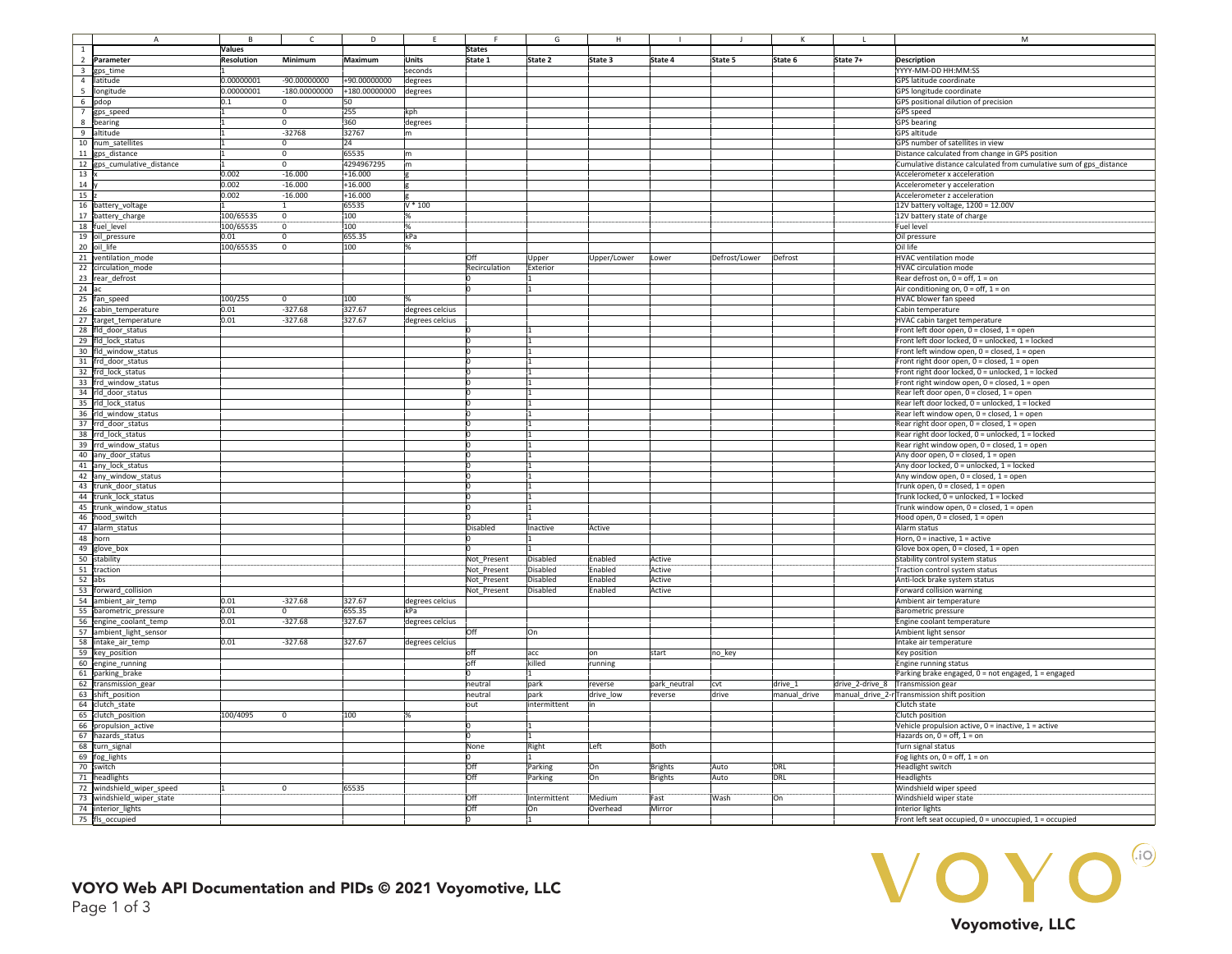| | A | B | C | D | E | F | G | H | I | J | K | L | M |
|---|---|---|---|---|---|---|---|---|---|---|---|---|---|
| 1 | | Values | | | | States | | | | | | | |
| 2 | Parameter | Resolution | Minimum | Maximum | Units | State 1 | State 2 | State 3 | State 4 | State 5 | State 6 | State 7+ | Description |
| 3 | gps_time | 1 | | | seconds | | | | | | | | YYYY-MM-DD HH:MM:SS |
| 4 | latitude | 0.00000001 | -90.00000000 | +90.00000000 | degrees | | | | | | | | GPS latitude coordinate |
| 5 | longitude | 0.00000001 | -180.00000000 | +180.00000000 | degrees | | | | | | | | GPS longitude coordinate |
| 6 | pdop | 0.1 | 0 | 50 | | | | | | | | | GPS positional dilution of precision |
| 7 | gps_speed | 1 | 0 | 255 | kph | | | | | | | | GPS speed |
| 8 | bearing | 1 | 0 | 360 | degrees | | | | | | | | GPS bearing |
| 9 | altitude | 1 | -32768 | 32767 | m | | | | | | | | GPS altitude |
| 10 | num_satellites | 1 | 0 | 24 | | | | | | | | | GPS number of satellites in view |
| 11 | gps_distance | 1 | 0 | 65535 | m | | | | | | | | Distance calculated from change in GPS position |
| 12 | gps_cumulative_distance | 1 | 0 | 4294967295 | m | | | | | | | | Cumulative distance calculated from cumulative sum of gps_distance |
| 13 | x | 0.002 | -16.000 | +16.000 | g | | | | | | | | Accelerometer x acceleration |
| 14 | y | 0.002 | -16.000 | +16.000 | g | | | | | | | | Accelerometer y acceleration |
| 15 | z | 0.002 | -16.000 | +16.000 | g | | | | | | | | Accelerometer z acceleration |
| 16 | battery_voltage | 1 | 1 | 65535 | V * 100 | | | | | | | | 12V battery voltage, 1200 = 12.00V |
| 17 | battery_charge | 100/65535 | 0 | 100 | % | | | | | | | | 12V battery state of charge |
| 18 | fuel_level | 100/65535 | 0 | 100 | % | | | | | | | | Fuel level |
| 19 | oil_pressure | 0.01 | 0 | 655.35 | kPa | | | | | | | | Oil pressure |
| 20 | oil_life | 100/65535 | 0 | 100 | % | | | | | | | | Oil life |
| 21 | ventilation_mode | | | | | Off | Upper | Upper/Lower | Lower | Defrost/Lower | Defrost | | HVAC ventilation mode |
| 22 | circulation_mode | | | | | Recirculation | Exterior | | | | | | HVAC circulation mode |
| 23 | rear_defrost | | | | | 0 | 1 | | | | | | Rear defrost on, 0 = off, 1 = on |
| 24 | ac | | | | | 0 | 1 | | | | | | Air conditioning on, 0 = off, 1 = on |
| 25 | fan_speed | 100/255 | 0 | 100 | % | | | | | | | | HVAC blower fan speed |
| 26 | cabin_temperature | 0.01 | -327.68 | 327.67 | degrees celcius | | | | | | | | Cabin temperature |
| 27 | target_temperature | 0.01 | -327.68 | 327.67 | degrees celcius | | | | | | | | HVAC cabin target temperature |
| 28 | fld_door_status | | | | | 0 | 1 | | | | | | Front left door open, 0 = closed, 1 = open |
| 29 | fld_lock_status | | | | | 0 | 1 | | | | | | Front left door locked, 0 = unlocked, 1 = locked |
| 30 | fld_window_status | | | | | 0 | 1 | | | | | | Front left window open, 0 = closed, 1 = open |
| 31 | frd_door_status | | | | | 0 | 1 | | | | | | Front right door open, 0 = closed, 1 = open |
| 32 | frd_lock_status | | | | | 0 | 1 | | | | | | Front right door locked, 0 = unlocked, 1 = locked |
| 33 | frd_window_status | | | | | 0 | 1 | | | | | | Front right window open, 0 = closed, 1 = open |
| 34 | rld_door_status | | | | | 0 | 1 | | | | | | Rear left door open, 0 = closed, 1 = open |
| 35 | rld_lock_status | | | | | 0 | 1 | | | | | | Rear left door locked, 0 = unlocked, 1 = locked |
| 36 | rld_window_status | | | | | 0 | 1 | | | | | | Rear left window open, 0 = closed, 1 = open |
| 37 | rrd_door_status | | | | | 0 | 1 | | | | | | Rear right door open, 0 = closed, 1 = open |
| 38 | rrd_lock_status | | | | | 0 | 1 | | | | | | Rear right door locked, 0 = unlocked, 1 = locked |
| 39 | rrd_window_status | | | | | 0 | 1 | | | | | | Rear right window open, 0 = closed, 1 = open |
| 40 | any_door_status | | | | | 0 | 1 | | | | | | Any door open, 0 = closed, 1 = open |
| 41 | any_lock_status | | | | | 0 | 1 | | | | | | Any door locked, 0 = unlocked, 1 = locked |
| 42 | any_window_status | | | | | 0 | 1 | | | | | | Any window open, 0 = closed, 1 = open |
| 43 | trunk_door_status | | | | | 0 | 1 | | | | | | Trunk open, 0 = closed, 1 = open |
| 44 | trunk_lock_status | | | | | 0 | 1 | | | | | | Trunk locked, 0 = unlocked, 1 = locked |
| 45 | trunk_window_status | | | | | 0 | 1 | | | | | | Trunk window open, 0 = closed, 1 = open |
| 46 | hood_switch | | | | | 0 | 1 | | | | | | Hood open, 0 = closed, 1 = open |
| 47 | alarm_status | | | | | Disabled | Inactive | Active | | | | | Alarm status |
| 48 | horn | | | | | 0 | 1 | | | | | | Horn, 0 = inactive, 1 = active |
| 49 | glove_box | | | | | 0 | 1 | | | | | | Glove box open, 0 = closed, 1 = open |
| 50 | stability | | | | | Not_Present | Disabled | Enabled | Active | | | | Stability control system status |
| 51 | traction | | | | | Not_Present | Disabled | Enabled | Active | | | | Traction control system status |
| 52 | abs | | | | | Not_Present | Disabled | Enabled | Active | | | | Anti-lock brake system status |
| 53 | forward_collision | | | | | Not_Present | Disabled | Enabled | Active | | | | Forward collision warning |
| 54 | ambient_air_temp | 0.01 | -327.68 | 327.67 | degrees celcius | | | | | | | | Ambient air temperature |
| 55 | barometric_pressure | 0.01 | 0 | 655.35 | kPa | | | | | | | | Barometric pressure |
| 56 | engine_coolant_temp | 0.01 | -327.68 | 327.67 | degrees celcius | | | | | | | | Engine coolant temperature |
| 57 | ambient_light_sensor | | | | | Off | On | | | | | | Ambient light sensor |
| 58 | intake_air_temp | 0.01 | -327.68 | 327.67 | degrees celcius | | | | | | | | Intake air temperature |
| 59 | key_position | | | | | off | acc | on | start | no_key | | | Key position |
| 60 | engine_running | | | | | off | killed | running | | | | | Engine running status |
| 61 | parking_brake | | | | | 0 | 1 | | | | | | Parking brake engaged, 0 = not engaged, 1 = engaged |
| 62 | transmission_gear | | | | | neutral | park | reverse | park_neutral | cvt | drive_1 | drive_2-drive_8 | Transmission gear |
| 63 | shift_position | | | | | neutral | park | drive_low | reverse | drive | manual_drive | manual_drive_2-r | Transmission shift position |
| 64 | clutch_state | | | | | out | intermittent | in | | | | | Clutch state |
| 65 | clutch_position | 100/4095 | 0 | 100 | % | | | | | | | | Clutch position |
| 66 | propulsion_active | | | | | 0 | 1 | | | | | | Vehicle propulsion active, 0 = inactive, 1 = active |
| 67 | hazards_status | | | | | 0 | 1 | | | | | | Hazards on, 0 = off, 1 = on |
| 68 | turn_signal | | | | | None | Right | Left | Both | | | | Turn signal status |
| 69 | fog_lights | | | | | 0 | 1 | | | | | | Fog lights on, 0 = off, 1 = on |
| 70 | switch | | | | | Off | Parking | On | Brights | Auto | DRL | | Headlight switch |
| 71 | headlights | | | | | Off | Parking | On | Brights | Auto | DRL | | Headlights |
| 72 | windshield_wiper_speed | 1 | 0 | 65535 | | | | | | | | | Windshield wiper speed |
| 73 | windshield_wiper_state | | | | | Off | Intermittent | Medium | Fast | Wash | On | | Windshield wiper state |
| 74 | interior_lights | | | | | Off | On | Overhead | Mirror | | | | Interior lights |
| 75 | fls_occupied | | | | | 0 | 1 | | | | | | Front left seat occupied, 0 = unoccupied, 1 = occupied |

**VOYO Web API Documentation and PIDs © 2021 Voyomotive, LLC**

VOYO.io

**Voyomotive, LLC**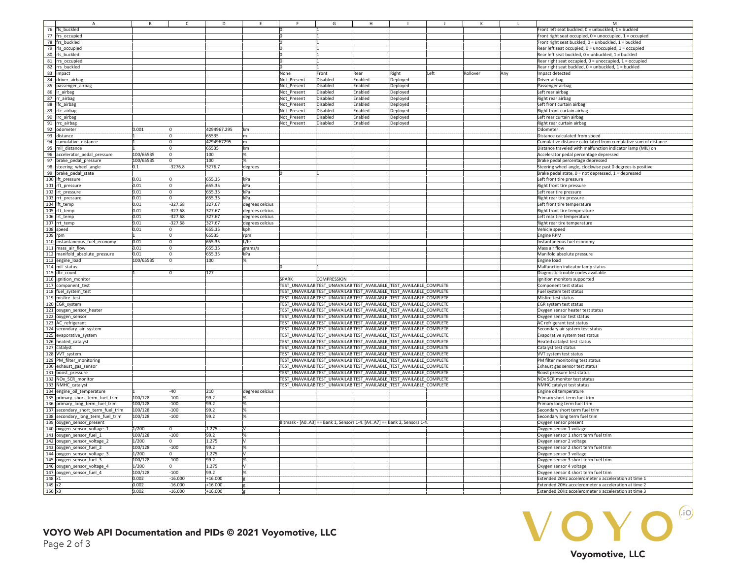| | A | B | C | D | E | F | G | H | I | J | K | L | M |
|---|---|---|---|---|---|---|---|---|---|---|---|---|---|
| 76 | fls_buckled | | | | | 0 | 1 | | | | | | Front left seat buckled, 0 = unbuckled, 1 = buckled |
| 77 | frs_occupied | | | | | 0 | 1 | | | | | | Front right seat occupied, 0 = unoccupied, 1 = occupied |
| 78 | frs_buckled | | | | | 0 | 1 | | | | | | Front right seat buckled, 0 = unbuckled, 1 = buckled |
| 79 | rls_occupied | | | | | 0 | 1 | | | | | | Rear left seat occupied, 0 = unoccupied, 1 = occupied |
| 80 | rls_buckled | | | | | 0 | 1 | | | | | | Rear left seat buckled, 0 = unbuckled, 1 = buckled |
| 81 | rrs_occupied | | | | | 0 | 1 | | | | | | Rear right seat occupied, 0 = unoccupied, 1 = occupied |
| 82 | rrs_buckled | | | | | 0 | 1 | | | | | | Rear right seat buckled, 0 = unbuckled, 1 = buckled |
| 83 | impact | | | | | None | Front | Rear | Right | Left | Rollover | Any | Impact detected |
| 84 | driver_airbag | | | | | Not_Present | Disabled | Enabled | Deployed | | | | Driver airbag |
| 85 | passenger_airbag | | | | | Not_Present | Disabled | Enabled | Deployed | | | | Passenger airbag |
| 86 | lr_airbag | | | | | Not_Present | Disabled | Enabled | Deployed | | | | Left rear airbag |
| 87 | rr_airbag | | | | | Not_Present | Disabled | Enabled | Deployed | | | | Right rear airbag |
| 88 | lfc_airbag | | | | | Not_Present | Disabled | Enabled | Deployed | | | | Left front curtain airbag |
| 89 | rfc_airbag | | | | | Not_Present | Disabled | Enabled | Deployed | | | | Right front curtain airbag |
| 90 | lrc_airbag | | | | | Not_Present | Disabled | Enabled | Deployed | | | | Left rear curtain airbag |
| 91 | rrc_airbag | | | | | Not_Present | Disabled | Enabled | Deployed | | | | Right rear curtain airbag |
| 92 | odometer | 0.001 | 0 | 4294967.295 | km | | | | | | | | Odometer |
| 93 | distance | 1 | 0 | 65535 | m | | | | | | | | Distance calculated from speed |
| 94 | cumulative_distance | 1 | 0 | 4294967295 | m | | | | | | | | Cumulative distance calculated from cumulative sum of distance |
| 95 | mil_distance | 1 | 0 | 65535 | km | | | | | | | | Distance traveled with malfunction indicator lamp (MIL) on |
| 96 | accelerator_pedal_pressure | 100/65535 | 0 | 100 | % | | | | | | | | Accelerator pedal percentage depressed |
| 97 | brake_pedal_pressure | 100/65535 | 0 | 100 | % | | | | | | | | Brake pedal percentage depressed |
| 98 | steering_wheel_angle | 0.1 | -3276.8 | 3276.7 | degrees | | | | | | | | Steering wheel angle, clockwise past 0 degrees is positive |
| 99 | brake_pedal_state | | | | | 0 | 1 | | | | | | Brake pedal state, 0 = not depressed, 1 = depressed |
| 100 | lft_pressure | 0.01 | 0 | 655.35 | kPa | | | | | | | | Left front tire pressure |
| 101 | rft_pressure | 0.01 | 0 | 655.35 | kPa | | | | | | | | Right front tire pressure |
| 102 | lrt_pressure | 0.01 | 0 | 655.35 | kPa | | | | | | | | Left rear tire pressure |
| 103 | rrt_pressure | 0.01 | 0 | 655.35 | kPa | | | | | | | | Right rear tire pressure |
| 104 | lft_temp | 0.01 | -327.68 | 327.67 | degrees celcius | | | | | | | | Left front tire temperature |
| 105 | rft_temp | 0.01 | -327.68 | 327.67 | degrees celcius | | | | | | | | Right front tire temperature |
| 106 | lrt_temp | 0.01 | -327.68 | 327.67 | degrees celcius | | | | | | | | Left rear tire temperature |
| 107 | rrt_temp | 0.01 | -327.68 | 327.67 | degrees celcius | | | | | | | | Right rear tire temperature |
| 108 | speed | 0.01 | 0 | 655.35 | kph | | | | | | | | Vehicle speed |
| 109 | rpm | 1 | 0 | 65535 | rpm | | | | | | | | Engine RPM |
| 110 | instantaneous_fuel_economy | 0.01 | 0 | 655.35 | L/hr | | | | | | | | Instantaneous fuel economy |
| 111 | mass_air_flow | 0.01 | 0 | 655.35 | grams/s | | | | | | | | Mass air flow |
| 112 | manifold_absolute_pressure | 0.01 | 0 | 655.35 | kPa | | | | | | | | Manifold absolute pressure |
| 113 | engine_load | 100/65535 | 0 | 100 | % | | | | | | | | Engine load |
| 114 | mil_status | | | | | 0 | 1 | | | | | | Malfunction indicator lamp status |
| 115 | dtc_count | 1 | 0 | 127 | | | | | | | | | Diagnostic trouble codes available |
| 116 | ignition_monitor | | | | | SPARK | COMPRESSION | | | | | | Ignition monitors supported |
| 117 | component_test | | | | | TEST_UNAVAILAB | TEST_UNAVAILAB | TEST_AVAILABLE_ | TEST_AVAILABLE_COMPLETE | | | | Component test status |
| 118 | fuel_system_test | | | | | TEST_UNAVAILAB | TEST_UNAVAILAB | TEST_AVAILABLE_ | TEST_AVAILABLE_COMPLETE | | | | Fuel system test status |
| 119 | misfire_test | | | | | TEST_UNAVAILAB | TEST_UNAVAILAB | TEST_AVAILABLE_ | TEST_AVAILABLE_COMPLETE | | | | Misfire test status |
| 120 | EGR_system | | | | | TEST_UNAVAILAB | TEST_UNAVAILAB | TEST_AVAILABLE_ | TEST_AVAILABLE_COMPLETE | | | | EGR system test status |
| 121 | oxygen_sensor_heater | | | | | TEST_UNAVAILAB | TEST_UNAVAILAB | TEST_AVAILABLE_ | TEST_AVAILABLE_COMPLETE | | | | Oxygen sensor heater test status |
| 122 | oxygen_sensor | | | | | TEST_UNAVAILAB | TEST_UNAVAILAB | TEST_AVAILABLE_ | TEST_AVAILABLE_COMPLETE | | | | Oxygen sensor test status |
| 123 | AC_refrigerant | | | | | TEST_UNAVAILAB | TEST_UNAVAILAB | TEST_AVAILABLE_ | TEST_AVAILABLE_COMPLETE | | | | AC refrigerant test status |
| 124 | secondary_air_system | | | | | TEST_UNAVAILAB | TEST_UNAVAILAB | TEST_AVAILABLE_ | TEST_AVAILABLE_COMPLETE | | | | Secondary air system test status |
| 125 | evaporative_system | | | | | TEST_UNAVAILAB | TEST_UNAVAILAB | TEST_AVAILABLE_ | TEST_AVAILABLE_COMPLETE | | | | Evaporative system test status |
| 126 | heated_catalyst | | | | | TEST_UNAVAILAB | TEST_UNAVAILAB | TEST_AVAILABLE_ | TEST_AVAILABLE_COMPLETE | | | | Heated catalyst test status |
| 127 | catalyst | | | | | TEST_UNAVAILAB | TEST_UNAVAILAB | TEST_AVAILABLE_ | TEST_AVAILABLE_COMPLETE | | | | Catalyst test status |
| 128 | VVT_system | | | | | TEST_UNAVAILAB | TEST_UNAVAILAB | TEST_AVAILABLE_ | TEST_AVAILABLE_COMPLETE | | | | VVT system test status |
| 129 | PM_filter_monitoring | | | | | TEST_UNAVAILAB | TEST_UNAVAILAB | TEST_AVAILABLE_ | TEST_AVAILABLE_COMPLETE | | | | PM filter monitoring test status |
| 130 | exhaust_gas_sensor | | | | | TEST_UNAVAILAB | TEST_UNAVAILAB | TEST_AVAILABLE_ | TEST_AVAILABLE_COMPLETE | | | | Exhaust gas sensor test status |
| 131 | boost_pressure | | | | | TEST_UNAVAILAB | TEST_UNAVAILAB | TEST_AVAILABLE_ | TEST_AVAILABLE_COMPLETE | | | | Boost pressure test status |
| 132 | NOx_SCR_monitor | | | | | TEST_UNAVAILAB | TEST_UNAVAILAB | TEST_AVAILABLE_ | TEST_AVAILABLE_COMPLETE | | | | NOx SCR monitor test status |
| 133 | NMHC_catalyst | | | | | TEST_UNAVAILAB | TEST_UNAVAILAB | TEST_AVAILABLE_ | TEST_AVAILABLE_COMPLETE | | | | NMHC catalyst test status |
| 134 | engine_oil_temperature | 1 | -40 | 210 | degrees celcius | | | | | | | | Engine oil temperature |
| 135 | primary_short_term_fuel_trim | 100/128 | -100 | 99.2 | % | | | | | | | | Primary short term fuel trim |
| 136 | primary_long_term_fuel_trim | 100/128 | -100 | 99.2 | % | | | | | | | | Primary long term fuel trim |
| 137 | secondary_short_term_fuel_trim | 100/128 | -100 | 99.2 | % | | | | | | | | Secondary short term fuel trim |
| 138 | secondary_long_term_fuel_trim | 100/128 | -100 | 99.2 | % | | | | | | | | Secondary long term fuel trim |
| 139 | oxygen_sensor_present | | | | | Bitmask - [A0..A3] == Bank 1, Sensors 1-4. [A4..A7] == Bank 2, Sensors 1-4. | | | | | | | Oxygen sensor present |
| 140 | oxygen_sensor_voltage_1 | 1/200 | 0 | 1.275 | V | | | | | | | | Oxygen sensor 1 voltage |
| 141 | oxygen_sensor_fuel_1 | 100/128 | -100 | 99.2 | % | | | | | | | | Oxygen sensor 1 short term fuel trim |
| 142 | oxygen_sensor_voltage_2 | 1/200 | 0 | 1.275 | V | | | | | | | | Oxygen sensor 2 voltage |
| 143 | oxygen_sensor_fuel_2 | 100/128 | -100 | 99.2 | % | | | | | | | | Oxygen sensor 2 short term fuel trim |
| 144 | oxygen_sensor_voltage_3 | 1/200 | 0 | 1.275 | V | | | | | | | | Oxygen sensor 3 voltage |
| 145 | oxygen_sensor_fuel_3 | 100/128 | -100 | 99.2 | % | | | | | | | | Oxygen sensor 3 short term fuel trim |
| 146 | oxygen_sensor_voltage_4 | 1/200 | 0 | 1.275 | V | | | | | | | | Oxygen sensor 4 voltage |
| 147 | oxygen_sensor_fuel_4 | 100/128 | -100 | 99.2 | % | | | | | | | | Oxygen sensor 4 short term fuel trim |
| 148 | x1 | 0.002 | -16.000 | +16.000 | g | | | | | | | | Extended 20Hz accelerometer x acceleration at time 1 |
| 149 | x2 | 0.002 | -16.000 | +16.000 | g | | | | | | | | Extended 20Hz accelerometer x acceleration at time 2 |
| 150 | x3 | 0.002 | -16.000 | +16.000 | g | | | | | | | | Extended 20Hz accelerometer x acceleration at time 3 |

**VOYO Web API Documentation and PIDs © 2021 Voyomotive, LLC**

VOYO.iO

**Voyomotive, LLC**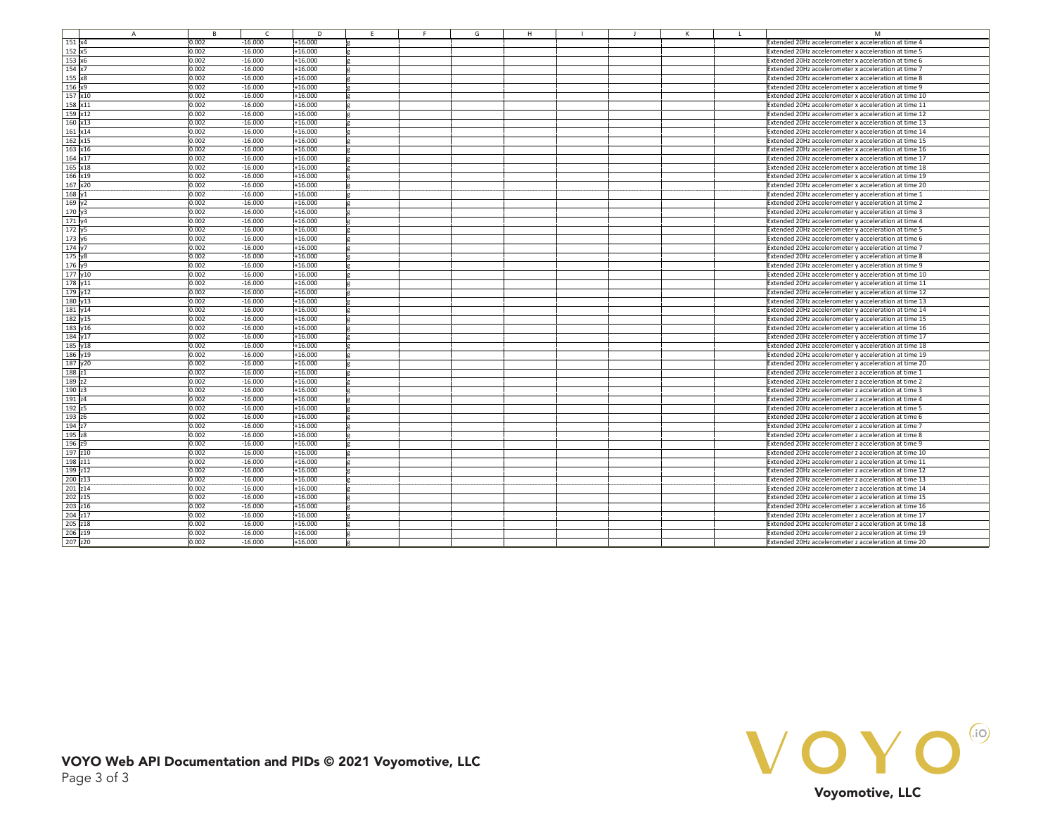| | A | B | C | D | E | F | G | H | I | J | K | L | M |
|---|---|---|---|---|---|---|---|---|---|---|---|---|---|
| 151 | x4 | 0.002 | -16.000 | +16.000 | g | | | | | | | | Extended 20Hz accelerometer x acceleration at time 4 |
| 152 | x5 | 0.002 | -16.000 | +16.000 | g | | | | | | | | Extended 20Hz accelerometer x acceleration at time 5 |
| 153 | x6 | 0.002 | -16.000 | +16.000 | g | | | | | | | | Extended 20Hz accelerometer x acceleration at time 6 |
| 154 | x7 | 0.002 | -16.000 | +16.000 | g | | | | | | | | Extended 20Hz accelerometer x acceleration at time 7 |
| 155 | x8 | 0.002 | -16.000 | +16.000 | g | | | | | | | | Extended 20Hz accelerometer x acceleration at time 8 |
| 156 | x9 | 0.002 | -16.000 | +16.000 | g | | | | | | | | Extended 20Hz accelerometer x acceleration at time 9 |
| 157 | x10 | 0.002 | -16.000 | +16.000 | g | | | | | | | | Extended 20Hz accelerometer x acceleration at time 10 |
| 158 | x11 | 0.002 | -16.000 | +16.000 | g | | | | | | | | Extended 20Hz accelerometer x acceleration at time 11 |
| 159 | x12 | 0.002 | -16.000 | +16.000 | g | | | | | | | | Extended 20Hz accelerometer x acceleration at time 12 |
| 160 | x13 | 0.002 | -16.000 | +16.000 | g | | | | | | | | Extended 20Hz accelerometer x acceleration at time 13 |
| 161 | x14 | 0.002 | -16.000 | +16.000 | g | | | | | | | | Extended 20Hz accelerometer x acceleration at time 14 |
| 162 | x15 | 0.002 | -16.000 | +16.000 | g | | | | | | | | Extended 20Hz accelerometer x acceleration at time 15 |
| 163 | x16 | 0.002 | -16.000 | +16.000 | g | | | | | | | | Extended 20Hz accelerometer x acceleration at time 16 |
| 164 | x17 | 0.002 | -16.000 | +16.000 | g | | | | | | | | Extended 20Hz accelerometer x acceleration at time 17 |
| 165 | x18 | 0.002 | -16.000 | +16.000 | g | | | | | | | | Extended 20Hz accelerometer x acceleration at time 18 |
| 166 | x19 | 0.002 | -16.000 | +16.000 | g | | | | | | | | Extended 20Hz accelerometer x acceleration at time 19 |
| 167 | x20 | 0.002 | -16.000 | +16.000 | g | | | | | | | | Extended 20Hz accelerometer x acceleration at time 20 |
| 168 | y1 | 0.002 | -16.000 | +16.000 | g | | | | | | | | Extended 20Hz accelerometer y acceleration at time 1 |
| 169 | y2 | 0.002 | -16.000 | +16.000 | g | | | | | | | | Extended 20Hz accelerometer y acceleration at time 2 |
| 170 | y3 | 0.002 | -16.000 | +16.000 | g | | | | | | | | Extended 20Hz accelerometer y acceleration at time 3 |
| 171 | y4 | 0.002 | -16.000 | +16.000 | g | | | | | | | | Extended 20Hz accelerometer y acceleration at time 4 |
| 172 | y5 | 0.002 | -16.000 | +16.000 | g | | | | | | | | Extended 20Hz accelerometer y acceleration at time 5 |
| 173 | y6 | 0.002 | -16.000 | +16.000 | g | | | | | | | | Extended 20Hz accelerometer y acceleration at time 6 |
| 174 | y7 | 0.002 | -16.000 | +16.000 | g | | | | | | | | Extended 20Hz accelerometer y acceleration at time 7 |
| 175 | y8 | 0.002 | -16.000 | +16.000 | g | | | | | | | | Extended 20Hz accelerometer y acceleration at time 8 |
| 176 | y9 | 0.002 | -16.000 | +16.000 | g | | | | | | | | Extended 20Hz accelerometer y acceleration at time 9 |
| 177 | y10 | 0.002 | -16.000 | +16.000 | g | | | | | | | | Extended 20Hz accelerometer y acceleration at time 10 |
| 178 | y11 | 0.002 | -16.000 | +16.000 | g | | | | | | | | Extended 20Hz accelerometer y acceleration at time 11 |
| 179 | y12 | 0.002 | -16.000 | +16.000 | g | | | | | | | | Extended 20Hz accelerometer y acceleration at time 12 |
| 180 | y13 | 0.002 | -16.000 | +16.000 | g | | | | | | | | Extended 20Hz accelerometer y acceleration at time 13 |
| 181 | y14 | 0.002 | -16.000 | +16.000 | g | | | | | | | | Extended 20Hz accelerometer y acceleration at time 14 |
| 182 | y15 | 0.002 | -16.000 | +16.000 | g | | | | | | | | Extended 20Hz accelerometer y acceleration at time 15 |
| 183 | y16 | 0.002 | -16.000 | +16.000 | g | | | | | | | | Extended 20Hz accelerometer y acceleration at time 16 |
| 184 | y17 | 0.002 | -16.000 | +16.000 | g | | | | | | | | Extended 20Hz accelerometer y acceleration at time 17 |
| 185 | y18 | 0.002 | -16.000 | +16.000 | g | | | | | | | | Extended 20Hz accelerometer y acceleration at time 18 |
| 186 | y19 | 0.002 | -16.000 | +16.000 | g | | | | | | | | Extended 20Hz accelerometer y acceleration at time 19 |
| 187 | y20 | 0.002 | -16.000 | +16.000 | g | | | | | | | | Extended 20Hz accelerometer y acceleration at time 20 |
| 188 | z1 | 0.002 | -16.000 | +16.000 | g | | | | | | | | Extended 20Hz accelerometer z acceleration at time 1 |
| 189 | z2 | 0.002 | -16.000 | +16.000 | g | | | | | | | | Extended 20Hz accelerometer z acceleration at time 2 |
| 190 | z3 | 0.002 | -16.000 | +16.000 | g | | | | | | | | Extended 20Hz accelerometer z acceleration at time 3 |
| 191 | z4 | 0.002 | -16.000 | +16.000 | g | | | | | | | | Extended 20Hz accelerometer z acceleration at time 4 |
| 192 | z5 | 0.002 | -16.000 | +16.000 | g | | | | | | | | Extended 20Hz accelerometer z acceleration at time 5 |
| 193 | z6 | 0.002 | -16.000 | +16.000 | g | | | | | | | | Extended 20Hz accelerometer z acceleration at time 6 |
| 194 | z7 | 0.002 | -16.000 | +16.000 | g | | | | | | | | Extended 20Hz accelerometer z acceleration at time 7 |
| 195 | z8 | 0.002 | -16.000 | +16.000 | g | | | | | | | | Extended 20Hz accelerometer z acceleration at time 8 |
| 196 | z9 | 0.002 | -16.000 | +16.000 | g | | | | | | | | Extended 20Hz accelerometer z acceleration at time 9 |
| 197 | z10 | 0.002 | -16.000 | +16.000 | g | | | | | | | | Extended 20Hz accelerometer z acceleration at time 10 |
| 198 | z11 | 0.002 | -16.000 | +16.000 | g | | | | | | | | Extended 20Hz accelerometer z acceleration at time 11 |
| 199 | z12 | 0.002 | -16.000 | +16.000 | g | | | | | | | | Extended 20Hz accelerometer z acceleration at time 12 |
| 200 | z13 | 0.002 | -16.000 | +16.000 | g | | | | | | | | Extended 20Hz accelerometer z acceleration at time 13 |
| 201 | z14 | 0.002 | -16.000 | +16.000 | g | | | | | | | | Extended 20Hz accelerometer z acceleration at time 14 |
| 202 | z15 | 0.002 | -16.000 | +16.000 | g | | | | | | | | Extended 20Hz accelerometer z acceleration at time 15 |
| 203 | z16 | 0.002 | -16.000 | +16.000 | g | | | | | | | | Extended 20Hz accelerometer z acceleration at time 16 |
| 204 | z17 | 0.002 | -16.000 | +16.000 | g | | | | | | | | Extended 20Hz accelerometer z acceleration at time 17 |
| 205 | z18 | 0.002 | -16.000 | +16.000 | g | | | | | | | | Extended 20Hz accelerometer z acceleration at time 18 |
| 206 | z19 | 0.002 | -16.000 | +16.000 | g | | | | | | | | Extended 20Hz accelerometer z acceleration at time 19 |
| 207 | z20 | 0.002 | -16.000 | +16.000 | g | | | | | | | | Extended 20Hz accelerometer z acceleration at time 20 |

**VOYO Web API Documentation and PIDs © 2021 Voyomotive, LLC**

VOYO

**Voyomotive, LLC**